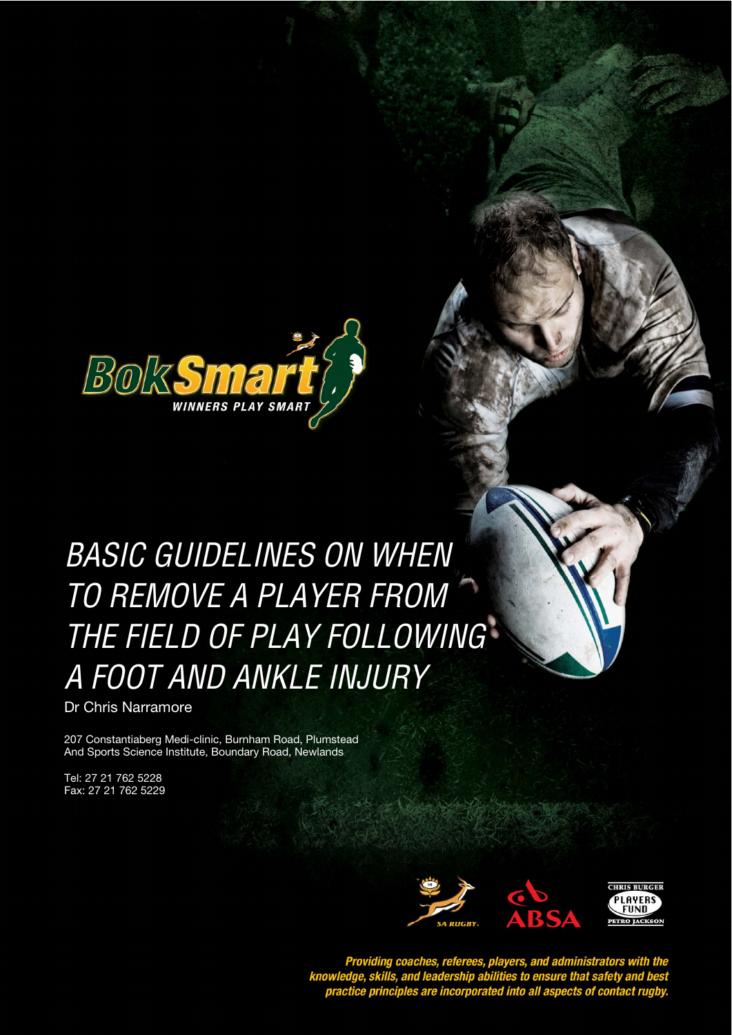BokSmart
WINNERS PLAY SMART

# BASIC GUIDELINES ON WHEN TO REMOVE A PLAYER FROM THE FIELD OF PLAY FOLLOWING A FOOT AND ANKLE INJURY

Dr Chris Narramore

207 Constantiaberg Medi-clinic, Burnham Road, Plumstead
And Sports Science Institute, Boundary Road, Newlands

Tel: 27 21 762 5228
Fax: 27 21 762 5229

SA RUGBY. ABSA CHRIS BURGER PLAYERS FUND PETRO JACKSON

***Providing coaches, referees, players, and administrators with the knowledge, skills, and leadership abilities to ensure that safety and best practice principles are incorporated into all aspects of contact rugby.***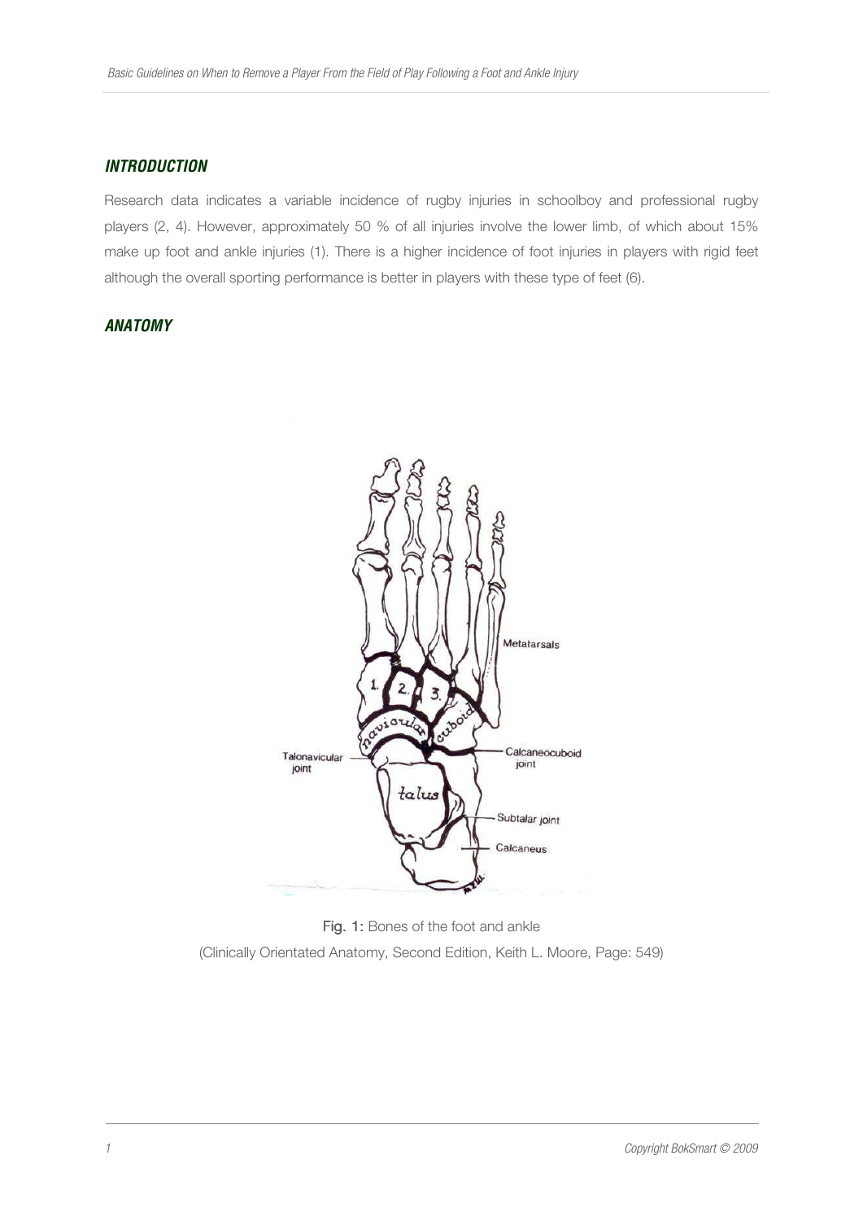## *INTRODUCTION*

Research data indicates a variable incidence of rugby injuries in schoolboy and professional rugby players (2, 4). However, approximately 50 % of all injuries involve the lower limb, of which about 15% make up foot and ankle injuries (1). There is a higher incidence of foot injuries in players with rigid feet although the overall sporting performance is better in players with these type of feet (6).

## *ANATOMY*

Fig. 1: Bones of the foot and ankle
(Clinically Orientated Anatomy, Second Edition, Keith L. Moore, Page: 549)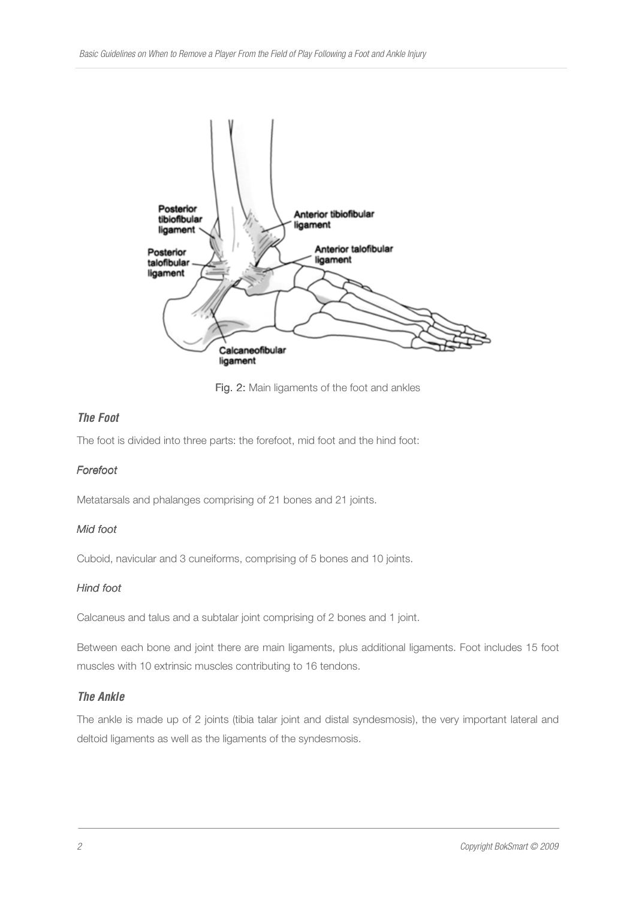Fig. 2: Main ligaments of the foot and ankles

### *The Foot*

The foot is divided into three parts: the forefoot, mid foot and the hind foot:

#### *Forefoot*

Metatarsals and phalanges comprising of 21 bones and 21 joints.

#### *Mid foot*

Cuboid, navicular and 3 cuneiforms, comprising of 5 bones and 10 joints.

#### *Hind foot*

Calcaneus and talus and a subtalar joint comprising of 2 bones and 1 joint.

Between each bone and joint there are main ligaments, plus additional ligaments. Foot includes 15 foot muscles with 10 extrinsic muscles contributing to 16 tendons.

### *The Ankle*

The ankle is made up of 2 joints (tibia talar joint and distal syndesmosis), the very important lateral and deltoid ligaments as well as the ligaments of the syndesmosis.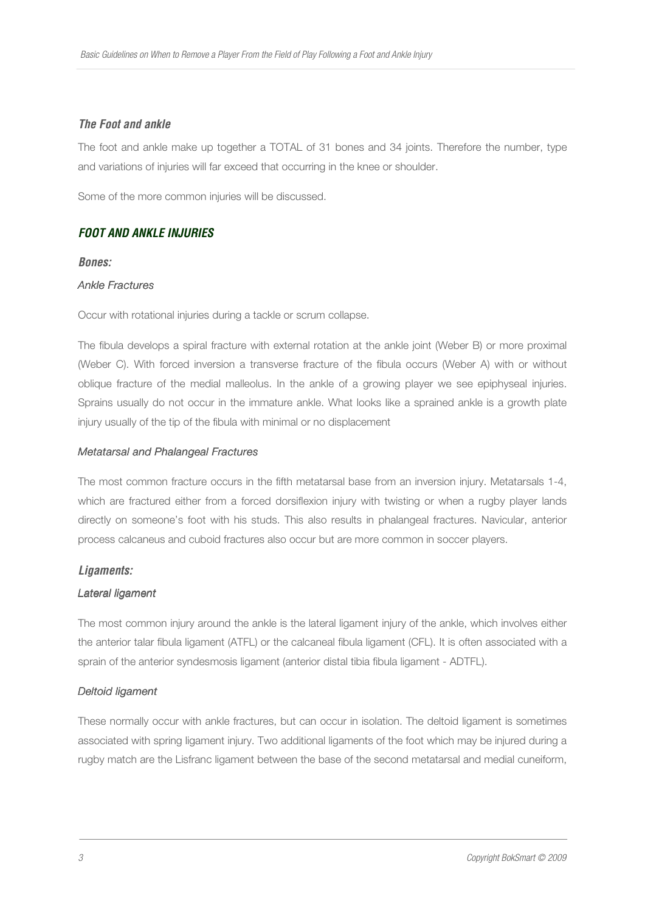### *The Foot and ankle*

The foot and ankle make up together a TOTAL of 31 bones and 34 joints. Therefore the number, type and variations of injuries will far exceed that occurring in the knee or shoulder.

Some of the more common injuries will be discussed.

## *FOOT AND ANKLE INJURIES*

### *Bones:*

*Ankle Fractures*

Occur with rotational injuries during a tackle or scrum collapse.

The fibula develops a spiral fracture with external rotation at the ankle joint (Weber B) or more proximal (Weber C). With forced inversion a transverse fracture of the fibula occurs (Weber A) with or without oblique fracture of the medial malleolus. In the ankle of a growing player we see epiphyseal injuries. Sprains usually do not occur in the immature ankle. What looks like a sprained ankle is a growth plate injury usually of the tip of the fibula with minimal or no displacement

*Metatarsal and Phalangeal Fractures*

The most common fracture occurs in the fifth metatarsal base from an inversion injury. Metatarsals 1-4, which are fractured either from a forced dorsiflexion injury with twisting or when a rugby player lands directly on someone's foot with his studs. This also results in phalangeal fractures. Navicular, anterior process calcaneus and cuboid fractures also occur but are more common in soccer players.

### *Ligaments:*

*Lateral ligament*

The most common injury around the ankle is the lateral ligament injury of the ankle, which involves either the anterior talar fibula ligament (ATFL) or the calcaneal fibula ligament (CFL). It is often associated with a sprain of the anterior syndesmosis ligament (anterior distal tibia fibula ligament - ADTFL).

*Deltoid ligament*

These normally occur with ankle fractures, but can occur in isolation. The deltoid ligament is sometimes associated with spring ligament injury. Two additional ligaments of the foot which may be injured during a rugby match are the Lisfranc ligament between the base of the second metatarsal and medial cuneiform,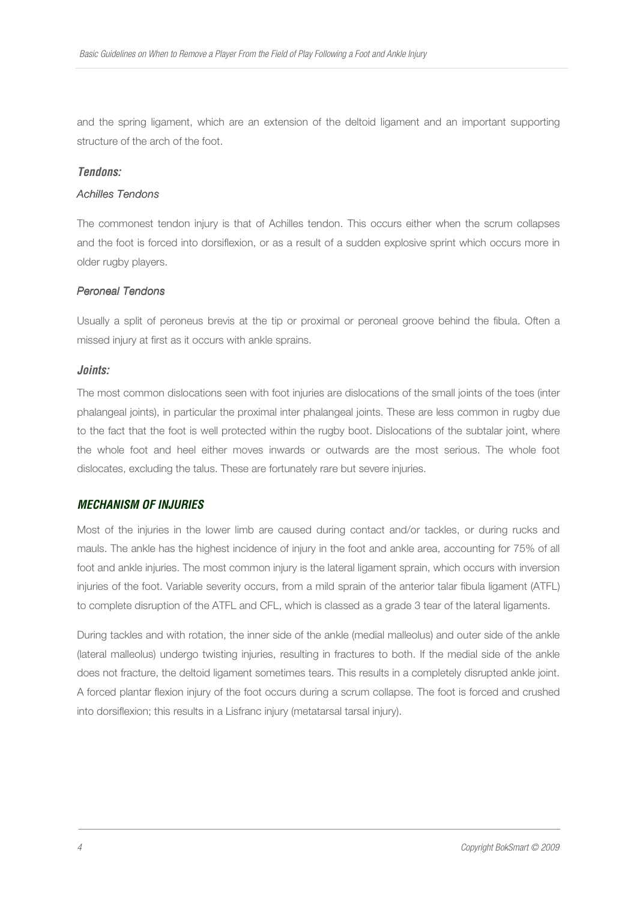and the spring ligament, which are an extension of the deltoid ligament and an important supporting structure of the arch of the foot.

### *Tendons:*

*Achilles Tendons*

The commonest tendon injury is that of Achilles tendon. This occurs either when the scrum collapses and the foot is forced into dorsiflexion, or as a result of a sudden explosive sprint which occurs more in older rugby players.

*Peroneal Tendons*

Usually a split of peroneus brevis at the tip or proximal or peroneal groove behind the fibula. Often a missed injury at first as it occurs with ankle sprains.

### *Joints:*

The most common dislocations seen with foot injuries are dislocations of the small joints of the toes (inter phalangeal joints), in particular the proximal inter phalangeal joints. These are less common in rugby due to the fact that the foot is well protected within the rugby boot. Dislocations of the subtalar joint, where the whole foot and heel either moves inwards or outwards are the most serious. The whole foot dislocates, excluding the talus. These are fortunately rare but severe injuries.

## *MECHANISM OF INJURIES*

Most of the injuries in the lower limb are caused during contact and/or tackles, or during rucks and mauls. The ankle has the highest incidence of injury in the foot and ankle area, accounting for 75% of all foot and ankle injuries. The most common injury is the lateral ligament sprain, which occurs with inversion injuries of the foot. Variable severity occurs, from a mild sprain of the anterior talar fibula ligament (ATFL) to complete disruption of the ATFL and CFL, which is classed as a grade 3 tear of the lateral ligaments.

During tackles and with rotation, the inner side of the ankle (medial malleolus) and outer side of the ankle (lateral malleolus) undergo twisting injuries, resulting in fractures to both. If the medial side of the ankle does not fracture, the deltoid ligament sometimes tears. This results in a completely disrupted ankle joint. A forced plantar flexion injury of the foot occurs during a scrum collapse. The foot is forced and crushed into dorsiflexion; this results in a Lisfranc injury (metatarsal tarsal injury).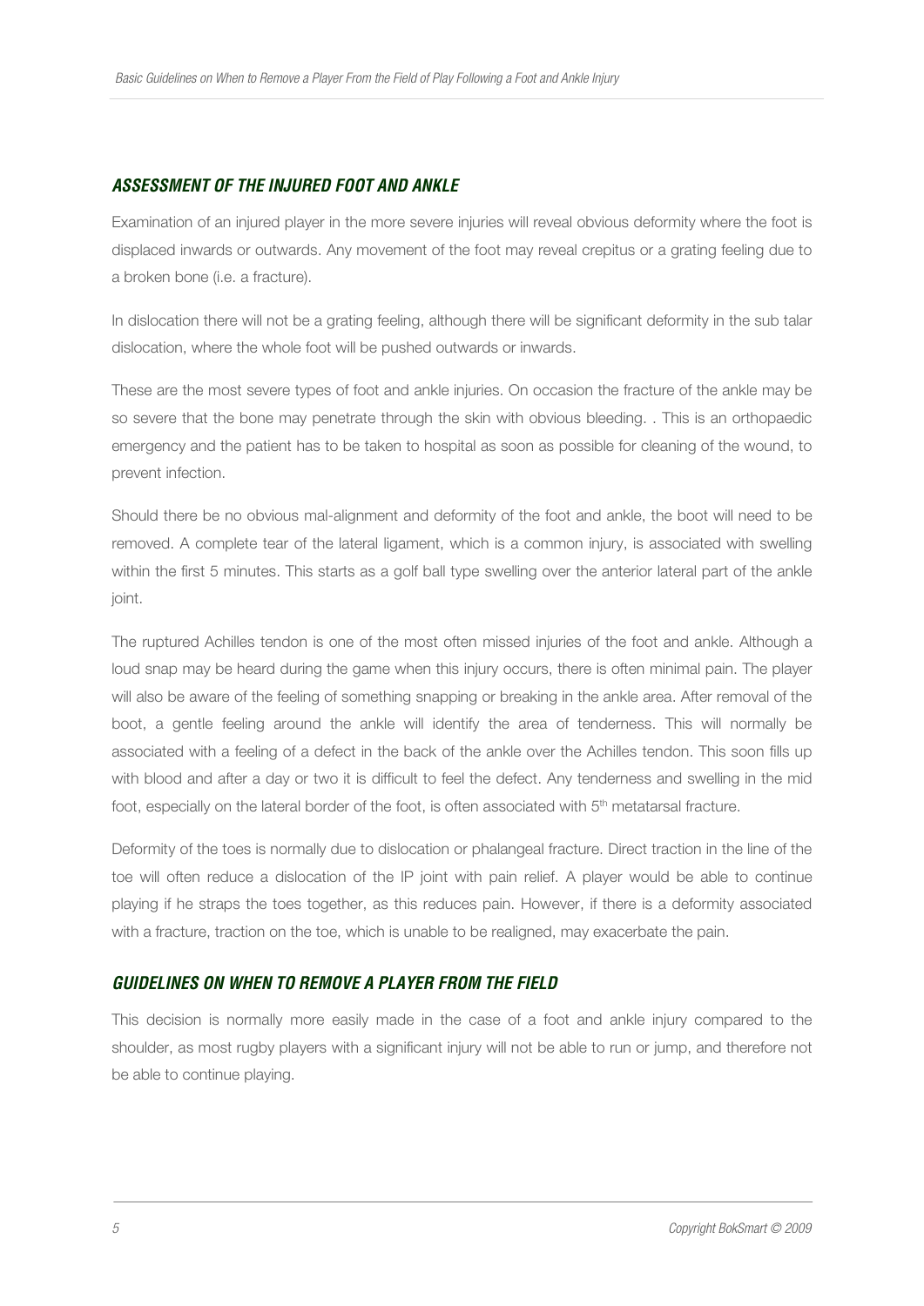## *ASSESSMENT OF THE INJURED FOOT AND ANKLE*

Examination of an injured player in the more severe injuries will reveal obvious deformity where the foot is displaced inwards or outwards. Any movement of the foot may reveal crepitus or a grating feeling due to a broken bone (i.e. a fracture).

In dislocation there will not be a grating feeling, although there will be significant deformity in the sub talar dislocation, where the whole foot will be pushed outwards or inwards.

These are the most severe types of foot and ankle injuries. On occasion the fracture of the ankle may be so severe that the bone may penetrate through the skin with obvious bleeding. . This is an orthopaedic emergency and the patient has to be taken to hospital as soon as possible for cleaning of the wound, to prevent infection.

Should there be no obvious mal-alignment and deformity of the foot and ankle, the boot will need to be removed. A complete tear of the lateral ligament, which is a common injury, is associated with swelling within the first 5 minutes. This starts as a golf ball type swelling over the anterior lateral part of the ankle joint.

The ruptured Achilles tendon is one of the most often missed injuries of the foot and ankle. Although a loud snap may be heard during the game when this injury occurs, there is often minimal pain. The player will also be aware of the feeling of something snapping or breaking in the ankle area. After removal of the boot, a gentle feeling around the ankle will identify the area of tenderness. This will normally be associated with a feeling of a defect in the back of the ankle over the Achilles tendon. This soon fills up with blood and after a day or two it is difficult to feel the defect. Any tenderness and swelling in the mid foot, especially on the lateral border of the foot, is often associated with 5th metatarsal fracture.

Deformity of the toes is normally due to dislocation or phalangeal fracture. Direct traction in the line of the toe will often reduce a dislocation of the IP joint with pain relief. A player would be able to continue playing if he straps the toes together, as this reduces pain. However, if there is a deformity associated with a fracture, traction on the toe, which is unable to be realigned, may exacerbate the pain.

## *GUIDELINES ON WHEN TO REMOVE A PLAYER FROM THE FIELD*

This decision is normally more easily made in the case of a foot and ankle injury compared to the shoulder, as most rugby players with a significant injury will not be able to run or jump, and therefore not be able to continue playing.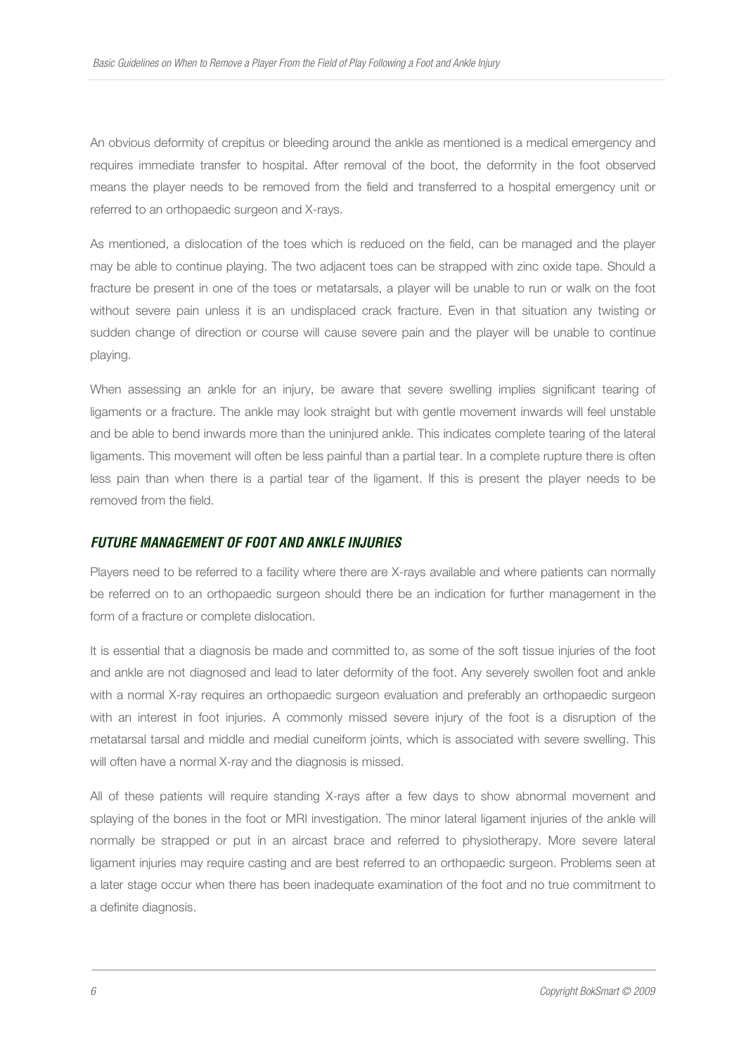An obvious deformity of crepitus or bleeding around the ankle as mentioned is a medical emergency and requires immediate transfer to hospital. After removal of the boot, the deformity in the foot observed means the player needs to be removed from the field and transferred to a hospital emergency unit or referred to an orthopaedic surgeon and X-rays.

As mentioned, a dislocation of the toes which is reduced on the field, can be managed and the player may be able to continue playing. The two adjacent toes can be strapped with zinc oxide tape. Should a fracture be present in one of the toes or metatarsals, a player will be unable to run or walk on the foot without severe pain unless it is an undisplaced crack fracture. Even in that situation any twisting or sudden change of direction or course will cause severe pain and the player will be unable to continue playing.

When assessing an ankle for an injury, be aware that severe swelling implies significant tearing of ligaments or a fracture. The ankle may look straight but with gentle movement inwards will feel unstable and be able to bend inwards more than the uninjured ankle. This indicates complete tearing of the lateral ligaments. This movement will often be less painful than a partial tear. In a complete rupture there is often less pain than when there is a partial tear of the ligament. If this is present the player needs to be removed from the field.

## *FUTURE MANAGEMENT OF FOOT AND ANKLE INJURIES*

Players need to be referred to a facility where there are X-rays available and where patients can normally be referred on to an orthopaedic surgeon should there be an indication for further management in the form of a fracture or complete dislocation.

It is essential that a diagnosis be made and committed to, as some of the soft tissue injuries of the foot and ankle are not diagnosed and lead to later deformity of the foot. Any severely swollen foot and ankle with a normal X-ray requires an orthopaedic surgeon evaluation and preferably an orthopaedic surgeon with an interest in foot injuries. A commonly missed severe injury of the foot is a disruption of the metatarsal tarsal and middle and medial cuneiform joints, which is associated with severe swelling. This will often have a normal X-ray and the diagnosis is missed.

All of these patients will require standing X-rays after a few days to show abnormal movement and splaying of the bones in the foot or MRI investigation. The minor lateral ligament injuries of the ankle will normally be strapped or put in an aircast brace and referred to physiotherapy. More severe lateral ligament injuries may require casting and are best referred to an orthopaedic surgeon. Problems seen at a later stage occur when there has been inadequate examination of the foot and no true commitment to a definite diagnosis.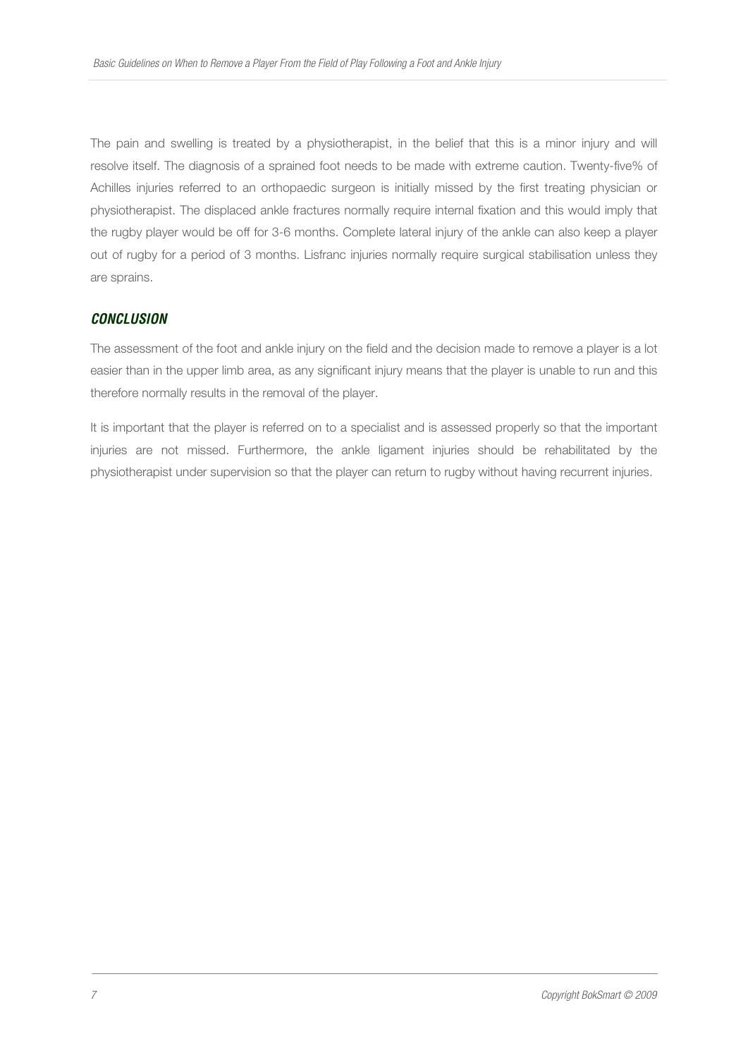The pain and swelling is treated by a physiotherapist, in the belief that this is a minor injury and will resolve itself. The diagnosis of a sprained foot needs to be made with extreme caution. Twenty-five% of Achilles injuries referred to an orthopaedic surgeon is initially missed by the first treating physician or physiotherapist. The displaced ankle fractures normally require internal fixation and this would imply that the rugby player would be off for 3-6 months. Complete lateral injury of the ankle can also keep a player out of rugby for a period of 3 months. Lisfranc injuries normally require surgical stabilisation unless they are sprains.

## *CONCLUSION*

The assessment of the foot and ankle injury on the field and the decision made to remove a player is a lot easier than in the upper limb area, as any significant injury means that the player is unable to run and this therefore normally results in the removal of the player.

It is important that the player is referred on to a specialist and is assessed properly so that the important injuries are not missed. Furthermore, the ankle ligament injuries should be rehabilitated by the physiotherapist under supervision so that the player can return to rugby without having recurrent injuries.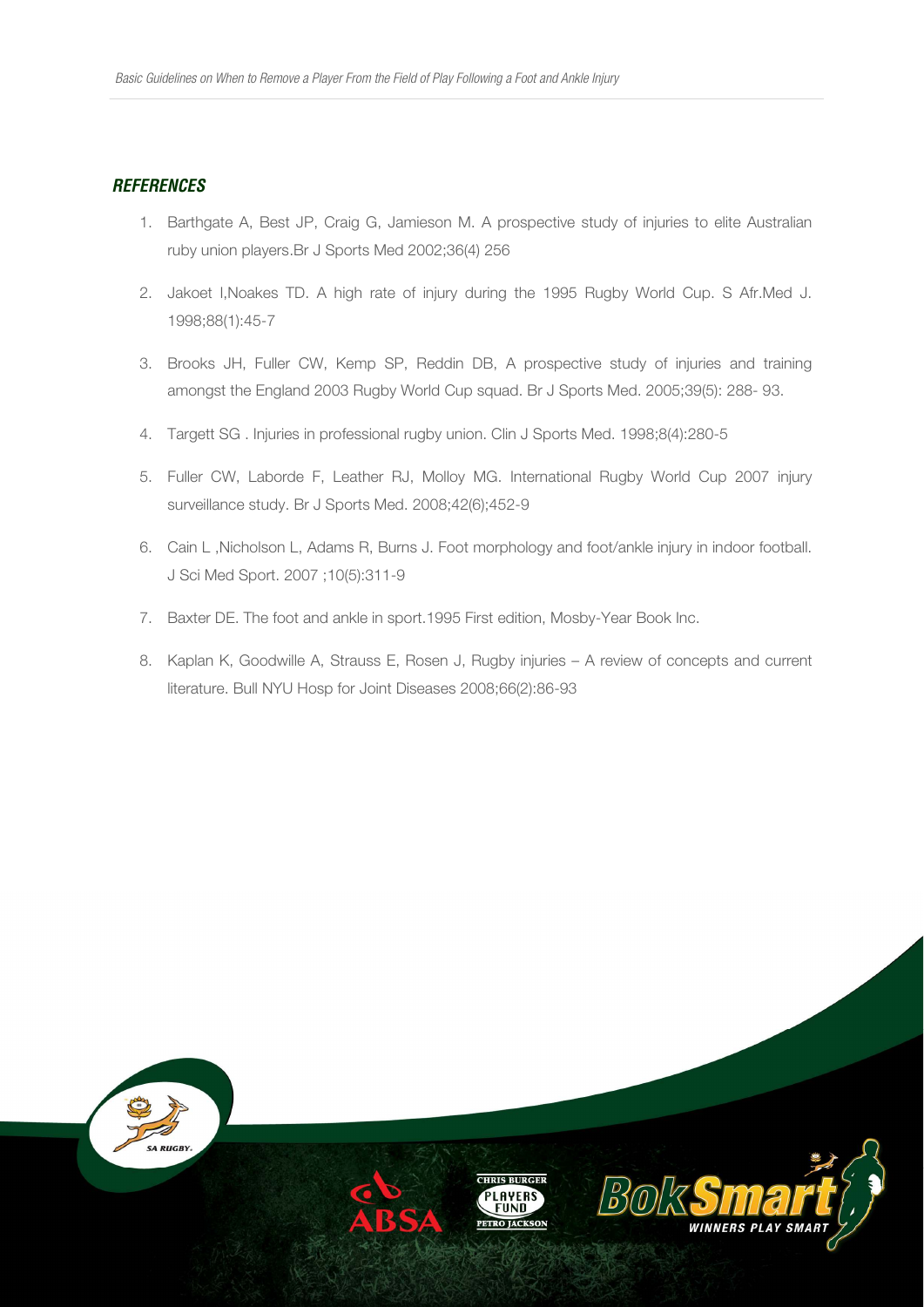## *REFERENCES*

1. Barthgate A, Best JP, Craig G, Jamieson M. A prospective study of injuries to elite Australian ruby union players.Br J Sports Med 2002;36(4) 256
2. Jakoet I,Noakes TD. A high rate of injury during the 1995 Rugby World Cup. S Afr.Med J. 1998;88(1):45-7
3. Brooks JH, Fuller CW, Kemp SP, Reddin DB, A prospective study of injuries and training amongst the England 2003 Rugby World Cup squad. Br J Sports Med. 2005;39(5): 288- 93.
4. Targett SG . Injuries in professional rugby union. Clin J Sports Med. 1998;8(4):280-5
5. Fuller CW, Laborde F, Leather RJ, Molloy MG. International Rugby World Cup 2007 injury surveillance study. Br J Sports Med. 2008;42(6);452-9
6. Cain L ,Nicholson L, Adams R, Burns J. Foot morphology and foot/ankle injury in indoor football. J Sci Med Sport. 2007 ;10(5):311-9
7. Baxter DE. The foot and ankle in sport.1995 First edition, Mosby-Year Book Inc.
8. Kaplan K, Goodwille A, Strauss E, Rosen J, Rugby injuries – A review of concepts and current literature. Bull NYU Hosp for Joint Diseases 2008;66(2):86-93